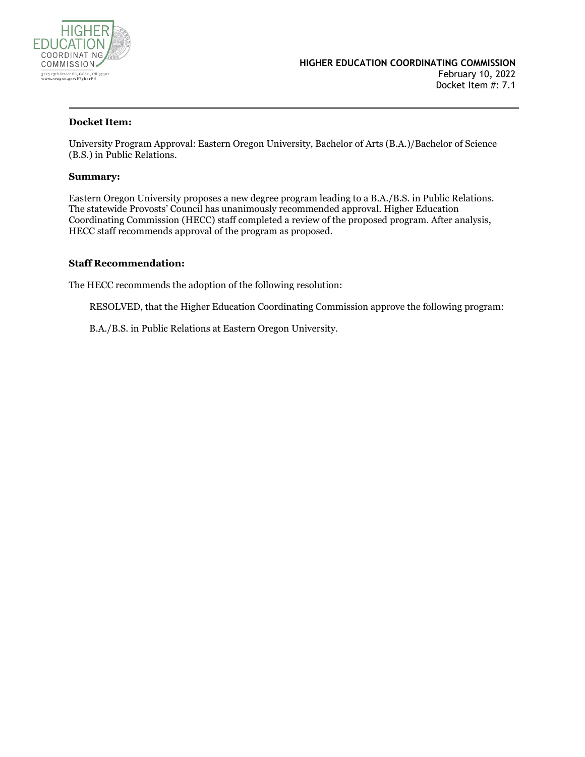HIGHER EDUCATION COORDINATING COMMISSION

3225 25th Street SE, Salem, OR 97302
www.oregon.gov/HigherEd

**HIGHER EDUCATION COORDINATING COMMISSION**
February 10, 2022
Docket Item #: 7.1

---

**Docket Item:**

University Program Approval: Eastern Oregon University, Bachelor of Arts (B.A.)/Bachelor of Science (B.S.) in Public Relations.

**Summary:**

Eastern Oregon University proposes a new degree program leading to a B.A./B.S. in Public Relations. The statewide Provosts' Council has unanimously recommended approval. Higher Education Coordinating Commission (HECC) staff completed a review of the proposed program. After analysis, HECC staff recommends approval of the program as proposed.

**Staff Recommendation:**

The HECC recommends the adoption of the following resolution:

> RESOLVED, that the Higher Education Coordinating Commission approve the following program:
>
> B.A./B.S. in Public Relations at Eastern Oregon University.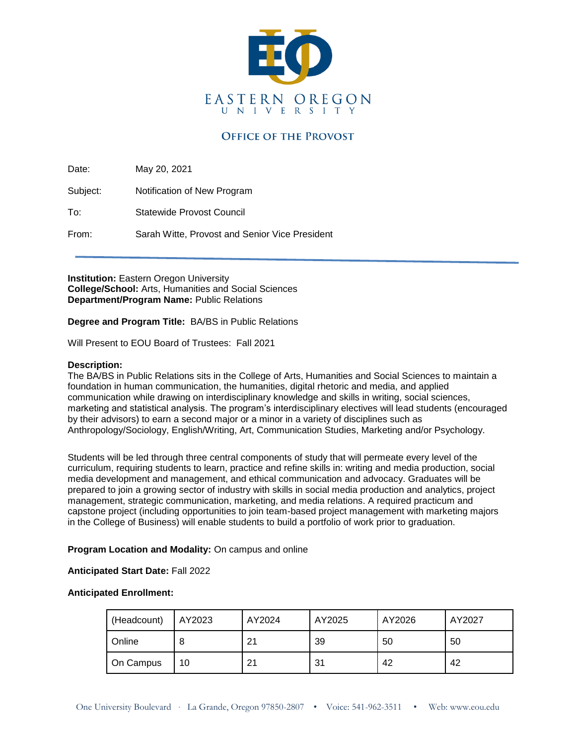EASTERN OREGON UNIVERSITY

## OFFICE OF THE PROVOST

Date: May 20, 2021

Subject: Notification of New Program

To: Statewide Provost Council

From: Sarah Witte, Provost and Senior Vice President

---

**Institution:** Eastern Oregon University
**College/School:** Arts, Humanities and Social Sciences
**Department/Program Name:** Public Relations

**Degree and Program Title:** BA/BS in Public Relations

Will Present to EOU Board of Trustees: Fall 2021

**Description:**
The BA/BS in Public Relations sits in the College of Arts, Humanities and Social Sciences to maintain a foundation in human communication, the humanities, digital rhetoric and media, and applied communication while drawing on interdisciplinary knowledge and skills in writing, social sciences, marketing and statistical analysis. The program's interdisciplinary electives will lead students (encouraged by their advisors) to earn a second major or a minor in a variety of disciplines such as Anthropology/Sociology, English/Writing, Art, Communication Studies, Marketing and/or Psychology.

Students will be led through three central components of study that will permeate every level of the curriculum, requiring students to learn, practice and refine skills in: writing and media production, social media development and management, and ethical communication and advocacy. Graduates will be prepared to join a growing sector of industry with skills in social media production and analytics, project management, strategic communication, marketing, and media relations. A required practicum and capstone project (including opportunities to join team-based project management with marketing majors in the College of Business) will enable students to build a portfolio of work prior to graduation.

**Program Location and Modality:** On campus and online

**Anticipated Start Date:** Fall 2022

**Anticipated Enrollment:**

| (Headcount) | AY2023 | AY2024 | AY2025 | AY2026 | AY2027 |
|---|---|---|---|---|---|
| Online | 8 | 21 | 39 | 50 | 50 |
| On Campus | 10 | 21 | 31 | 42 | 42 |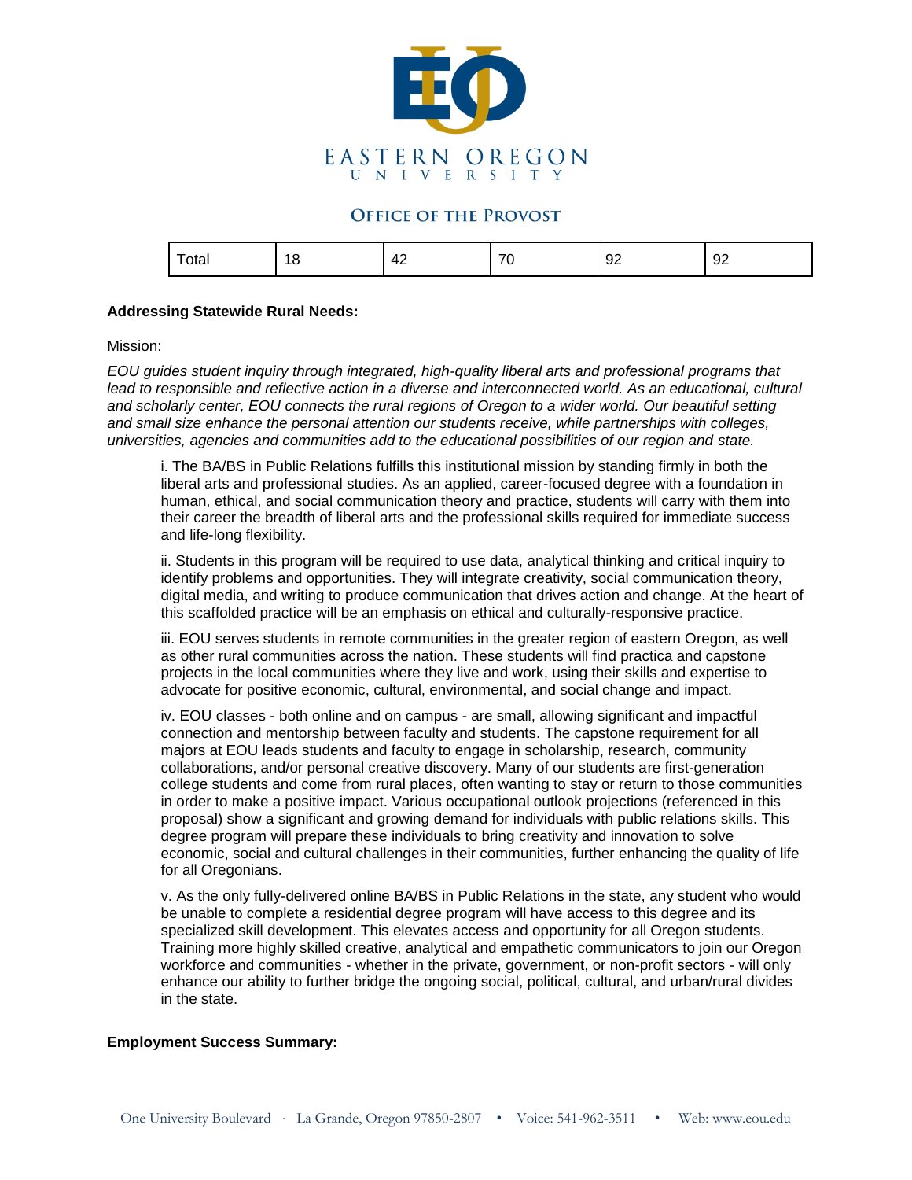| Total | 18 | 42 | 70 | 92 | 92 |
|---|---|---|---|---|---|

**Addressing Statewide Rural Needs:**

Mission:

*EOU guides student inquiry through integrated, high-quality liberal arts and professional programs that lead to responsible and reflective action in a diverse and interconnected world. As an educational, cultural and scholarly center, EOU connects the rural regions of Oregon to a wider world. Our beautiful setting and small size enhance the personal attention our students receive, while partnerships with colleges, universities, agencies and communities add to the educational possibilities of our region and state.*

i. The BA/BS in Public Relations fulfills this institutional mission by standing firmly in both the liberal arts and professional studies. As an applied, career-focused degree with a foundation in human, ethical, and social communication theory and practice, students will carry with them into their career the breadth of liberal arts and the professional skills required for immediate success and life-long flexibility.

ii. Students in this program will be required to use data, analytical thinking and critical inquiry to identify problems and opportunities. They will integrate creativity, social communication theory, digital media, and writing to produce communication that drives action and change. At the heart of this scaffolded practice will be an emphasis on ethical and culturally-responsive practice.

iii. EOU serves students in remote communities in the greater region of eastern Oregon, as well as other rural communities across the nation. These students will find practica and capstone projects in the local communities where they live and work, using their skills and expertise to advocate for positive economic, cultural, environmental, and social change and impact.

iv. EOU classes - both online and on campus - are small, allowing significant and impactful connection and mentorship between faculty and students. The capstone requirement for all majors at EOU leads students and faculty to engage in scholarship, research, community collaborations, and/or personal creative discovery. Many of our students are first-generation college students and come from rural places, often wanting to stay or return to those communities in order to make a positive impact. Various occupational outlook projections (referenced in this proposal) show a significant and growing demand for individuals with public relations skills. This degree program will prepare these individuals to bring creativity and innovation to solve economic, social and cultural challenges in their communities, further enhancing the quality of life for all Oregonians.

v. As the only fully-delivered online BA/BS in Public Relations in the state, any student who would be unable to complete a residential degree program will have access to this degree and its specialized skill development. This elevates access and opportunity for all Oregon students. Training more highly skilled creative, analytical and empathetic communicators to join our Oregon workforce and communities - whether in the private, government, or non-profit sectors - will only enhance our ability to further bridge the ongoing social, political, cultural, and urban/rural divides in the state.

**Employment Success Summary:**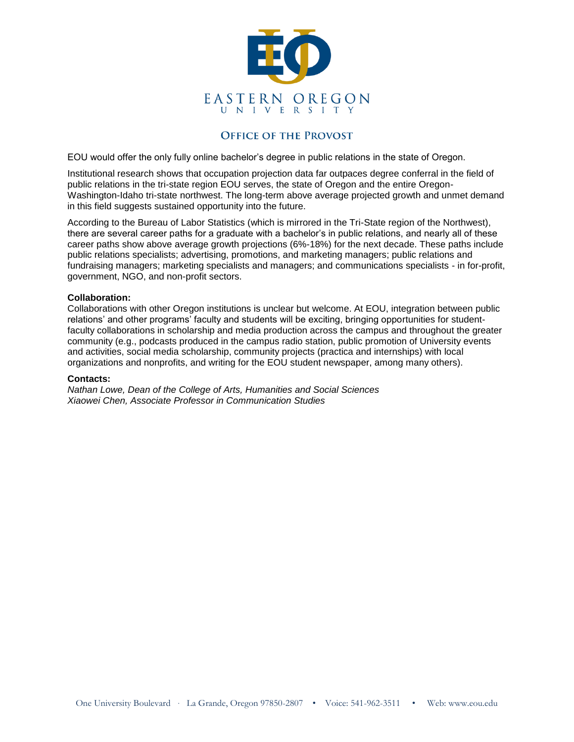EOU would offer the only fully online bachelor's degree in public relations in the state of Oregon.

Institutional research shows that occupation projection data far outpaces degree conferral in the field of public relations in the tri-state region EOU serves, the state of Oregon and the entire Oregon-Washington-Idaho tri-state northwest. The long-term above average projected growth and unmet demand in this field suggests sustained opportunity into the future.

According to the Bureau of Labor Statistics (which is mirrored in the Tri-State region of the Northwest), there are several career paths for a graduate with a bachelor's in public relations, and nearly all of these career paths show above average growth projections (6%-18%) for the next decade. These paths include public relations specialists; advertising, promotions, and marketing managers; public relations and fundraising managers; marketing specialists and managers; and communications specialists - in for-profit, government, NGO, and non-profit sectors.

**Collaboration:**
Collaborations with other Oregon institutions is unclear but welcome. At EOU, integration between public relations' and other programs' faculty and students will be exciting, bringing opportunities for student-faculty collaborations in scholarship and media production across the campus and throughout the greater community (e.g., podcasts produced in the campus radio station, public promotion of University events and activities, social media scholarship, community projects (practica and internships) with local organizations and nonprofits, and writing for the EOU student newspaper, among many others).

**Contacts:**
*Nathan Lowe, Dean of the College of Arts, Humanities and Social Sciences*
*Xiaowei Chen, Associate Professor in Communication Studies*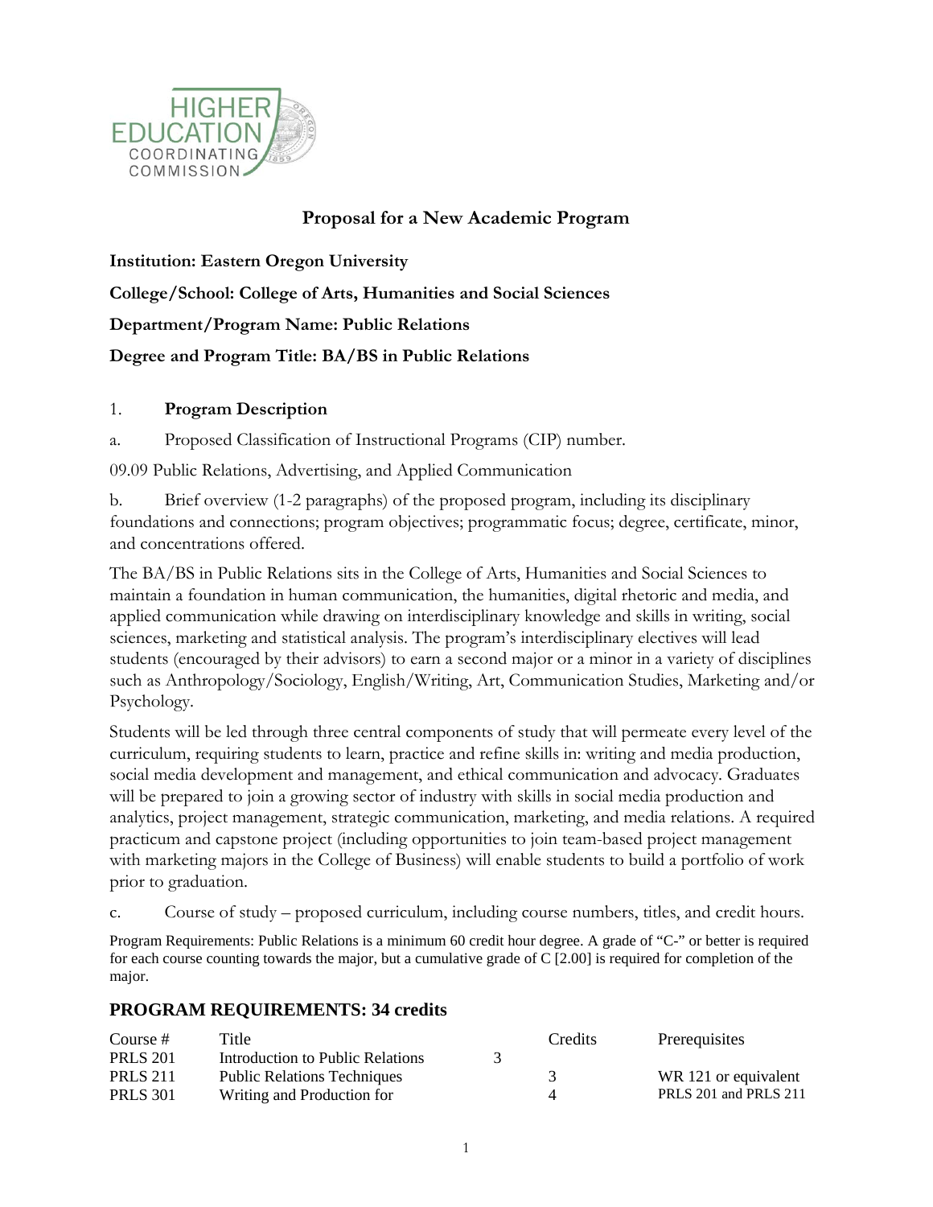**Proposal for a New Academic Program**

**Institution: Eastern Oregon University**

**College/School: College of Arts, Humanities and Social Sciences**

**Department/Program Name: Public Relations**

**Degree and Program Title: BA/BS in Public Relations**

1. **Program Description**

a. Proposed Classification of Instructional Programs (CIP) number.

09.09 Public Relations, Advertising, and Applied Communication

b. Brief overview (1-2 paragraphs) of the proposed program, including its disciplinary foundations and connections; program objectives; programmatic focus; degree, certificate, minor, and concentrations offered.

The BA/BS in Public Relations sits in the College of Arts, Humanities and Social Sciences to maintain a foundation in human communication, the humanities, digital rhetoric and media, and applied communication while drawing on interdisciplinary knowledge and skills in writing, social sciences, marketing and statistical analysis. The program's interdisciplinary electives will lead students (encouraged by their advisors) to earn a second major or a minor in a variety of disciplines such as Anthropology/Sociology, English/Writing, Art, Communication Studies, Marketing and/or Psychology.

Students will be led through three central components of study that will permeate every level of the curriculum, requiring students to learn, practice and refine skills in: writing and media production, social media development and management, and ethical communication and advocacy. Graduates will be prepared to join a growing sector of industry with skills in social media production and analytics, project management, strategic communication, marketing, and media relations. A required practicum and capstone project (including opportunities to join team-based project management with marketing majors in the College of Business) will enable students to build a portfolio of work prior to graduation.

c. Course of study – proposed curriculum, including course numbers, titles, and credit hours.

Program Requirements: Public Relations is a minimum 60 credit hour degree. A grade of "C-" or better is required for each course counting towards the major, but a cumulative grade of C [2.00] is required for completion of the major.

## PROGRAM REQUIREMENTS: 34 credits

| Course # | Title | Credits | Prerequisites |
|---|---|---|---|
| PRLS 201 | Introduction to Public Relations | 3 | |
| PRLS 211 | Public Relations Techniques | 3 | WR 121 or equivalent |
| PRLS 301 | Writing and Production for | 4 | PRLS 201 and PRLS 211 |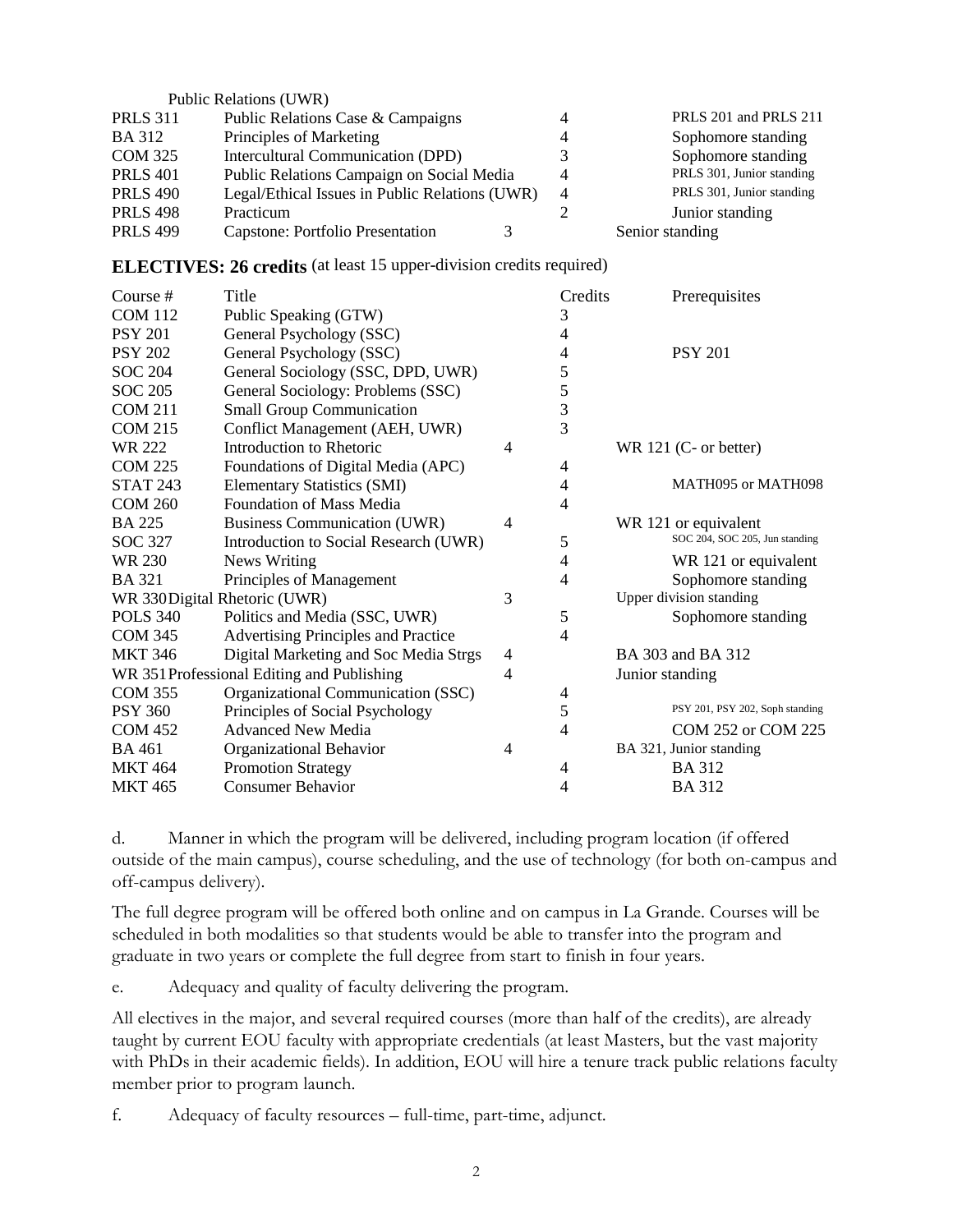| | Public Relations (UWR) | | |
|---|---|---|---|
| PRLS 311 | Public Relations Case & Campaigns | 4 | PRLS 201 and PRLS 211 |
| BA 312 | Principles of Marketing | 4 | Sophomore standing |
| COM 325 | Intercultural Communication (DPD) | 3 | Sophomore standing |
| PRLS 401 | Public Relations Campaign on Social Media | 4 | PRLS 301, Junior standing |
| PRLS 490 | Legal/Ethical Issues in Public Relations (UWR) | 4 | PRLS 301, Junior standing |
| PRLS 498 | Practicum | 2 | Junior standing |
| PRLS 499 | Capstone: Portfolio Presentation | 3 | Senior standing |

**ELECTIVES: 26 credits** (at least 15 upper-division credits required)

| Course # | Title | Credits | Prerequisites |
|---|---|---|---|
| COM 112 | Public Speaking (GTW) | 3 | |
| PSY 201 | General Psychology (SSC) | 4 | |
| PSY 202 | General Psychology (SSC) | 4 | PSY 201 |
| SOC 204 | General Sociology (SSC, DPD, UWR) | 5 | |
| SOC 205 | General Sociology: Problems (SSC) | 5 | |
| COM 211 | Small Group Communication | 3 | |
| COM 215 | Conflict Management (AEH, UWR) | 3 | |
| WR 222 | Introduction to Rhetoric | 4 | WR 121 (C- or better) |
| COM 225 | Foundations of Digital Media (APC) | 4 | |
| STAT 243 | Elementary Statistics (SMI) | 4 | MATH095 or MATH098 |
| COM 260 | Foundation of Mass Media | 4 | |
| BA 225 | Business Communication (UWR) | 4 | WR 121 or equivalent |
| SOC 327 | Introduction to Social Research (UWR) | 5 | SOC 204, SOC 205, Jun standing |
| WR 230 | News Writing | 4 | WR 121 or equivalent |
| BA 321 | Principles of Management | 4 | Sophomore standing |
| WR 330 | Digital Rhetoric (UWR) | 3 | Upper division standing |
| POLS 340 | Politics and Media (SSC, UWR) | 5 | Sophomore standing |
| COM 345 | Advertising Principles and Practice | 4 | |
| MKT 346 | Digital Marketing and Soc Media Strgs | 4 | BA 303 and BA 312 |
| WR 351 | Professional Editing and Publishing | 4 | Junior standing |
| COM 355 | Organizational Communication (SSC) | 4 | |
| PSY 360 | Principles of Social Psychology | 5 | PSY 201, PSY 202, Soph standing |
| COM 452 | Advanced New Media | 4 | COM 252 or COM 225 |
| BA 461 | Organizational Behavior | 4 | BA 321, Junior standing |
| MKT 464 | Promotion Strategy | 4 | BA 312 |
| MKT 465 | Consumer Behavior | 4 | BA 312 |

d. Manner in which the program will be delivered, including program location (if offered outside of the main campus), course scheduling, and the use of technology (for both on-campus and off-campus delivery).

The full degree program will be offered both online and on campus in La Grande. Courses will be scheduled in both modalities so that students would be able to transfer into the program and graduate in two years or complete the full degree from start to finish in four years.

e. Adequacy and quality of faculty delivering the program.

All electives in the major, and several required courses (more than half of the credits), are already taught by current EOU faculty with appropriate credentials (at least Masters, but the vast majority with PhDs in their academic fields). In addition, EOU will hire a tenure track public relations faculty member prior to program launch.

f. Adequacy of faculty resources – full-time, part-time, adjunct.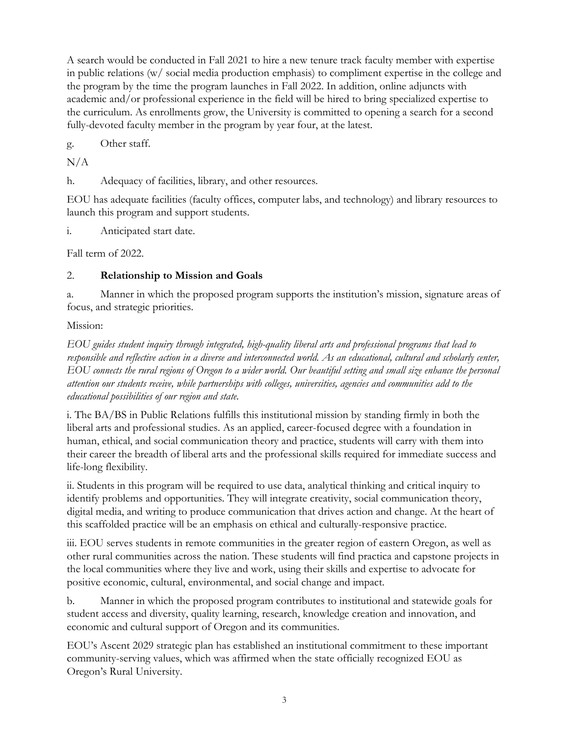A search would be conducted in Fall 2021 to hire a new tenure track faculty member with expertise in public relations (w/ social media production emphasis) to compliment expertise in the college and the program by the time the program launches in Fall 2022. In addition, online adjuncts with academic and/or professional experience in the field will be hired to bring specialized expertise to the curriculum. As enrollments grow, the University is committed to opening a search for a second fully-devoted faculty member in the program by year four, at the latest.

g. Other staff.

N/A

h. Adequacy of facilities, library, and other resources.

EOU has adequate facilities (faculty offices, computer labs, and technology) and library resources to launch this program and support students.

i. Anticipated start date.

Fall term of 2022.

## 2. **Relationship to Mission and Goals**

a. Manner in which the proposed program supports the institution's mission, signature areas of focus, and strategic priorities.

Mission:

*EOU guides student inquiry through integrated, high-quality liberal arts and professional programs that lead to responsible and reflective action in a diverse and interconnected world. As an educational, cultural and scholarly center, EOU connects the rural regions of Oregon to a wider world. Our beautiful setting and small size enhance the personal attention our students receive, while partnerships with colleges, universities, agencies and communities add to the educational possibilities of our region and state.*

i. The BA/BS in Public Relations fulfills this institutional mission by standing firmly in both the liberal arts and professional studies. As an applied, career-focused degree with a foundation in human, ethical, and social communication theory and practice, students will carry with them into their career the breadth of liberal arts and the professional skills required for immediate success and life-long flexibility.

ii. Students in this program will be required to use data, analytical thinking and critical inquiry to identify problems and opportunities. They will integrate creativity, social communication theory, digital media, and writing to produce communication that drives action and change. At the heart of this scaffolded practice will be an emphasis on ethical and culturally-responsive practice.

iii. EOU serves students in remote communities in the greater region of eastern Oregon, as well as other rural communities across the nation. These students will find practica and capstone projects in the local communities where they live and work, using their skills and expertise to advocate for positive economic, cultural, environmental, and social change and impact.

b. Manner in which the proposed program contributes to institutional and statewide goals for student access and diversity, quality learning, research, knowledge creation and innovation, and economic and cultural support of Oregon and its communities.

EOU's Ascent 2029 strategic plan has established an institutional commitment to these important community-serving values, which was affirmed when the state officially recognized EOU as Oregon's Rural University.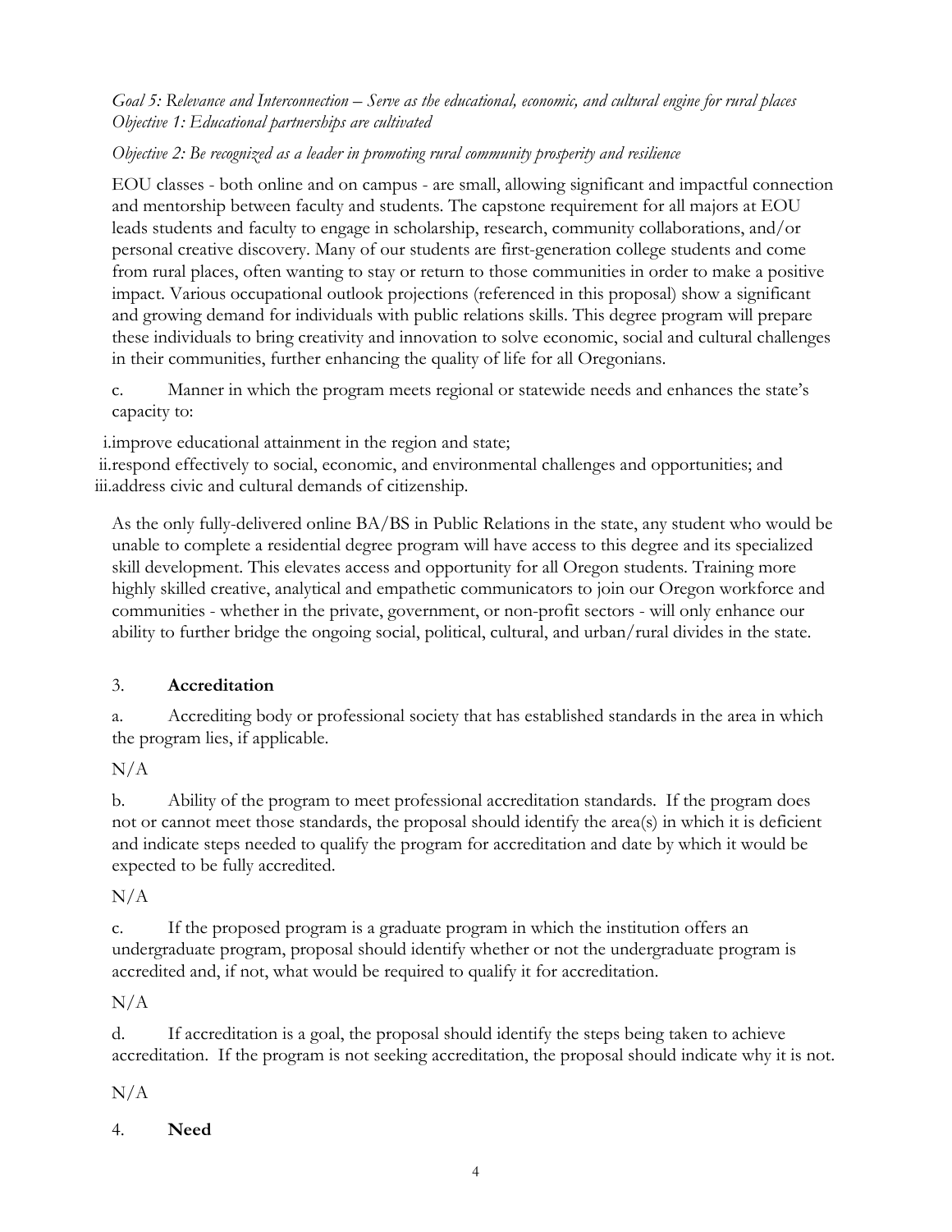*Goal 5: Relevance and Interconnection – Serve as the educational, economic, and cultural engine for rural places*
*Objective 1: Educational partnerships are cultivated*

*Objective 2: Be recognized as a leader in promoting rural community prosperity and resilience*

EOU classes - both online and on campus - are small, allowing significant and impactful connection and mentorship between faculty and students. The capstone requirement for all majors at EOU leads students and faculty to engage in scholarship, research, community collaborations, and/or personal creative discovery. Many of our students are first-generation college students and come from rural places, often wanting to stay or return to those communities in order to make a positive impact. Various occupational outlook projections (referenced in this proposal) show a significant and growing demand for individuals with public relations skills. This degree program will prepare these individuals to bring creativity and innovation to solve economic, social and cultural challenges in their communities, further enhancing the quality of life for all Oregonians.

c. Manner in which the program meets regional or statewide needs and enhances the state's capacity to:

i. improve educational attainment in the region and state;
ii. respond effectively to social, economic, and environmental challenges and opportunities; and
iii. address civic and cultural demands of citizenship.

As the only fully-delivered online BA/BS in Public Relations in the state, any student who would be unable to complete a residential degree program will have access to this degree and its specialized skill development. This elevates access and opportunity for all Oregon students. Training more highly skilled creative, analytical and empathetic communicators to join our Oregon workforce and communities - whether in the private, government, or non-profit sectors - will only enhance our ability to further bridge the ongoing social, political, cultural, and urban/rural divides in the state.

3. **Accreditation**

a. Accrediting body or professional society that has established standards in the area in which the program lies, if applicable.

N/A

b. Ability of the program to meet professional accreditation standards. If the program does not or cannot meet those standards, the proposal should identify the area(s) in which it is deficient and indicate steps needed to qualify the program for accreditation and date by which it would be expected to be fully accredited.

N/A

c. If the proposed program is a graduate program in which the institution offers an undergraduate program, proposal should identify whether or not the undergraduate program is accredited and, if not, what would be required to qualify it for accreditation.

N/A

d. If accreditation is a goal, the proposal should identify the steps being taken to achieve accreditation. If the program is not seeking accreditation, the proposal should indicate why it is not.

N/A

4. **Need**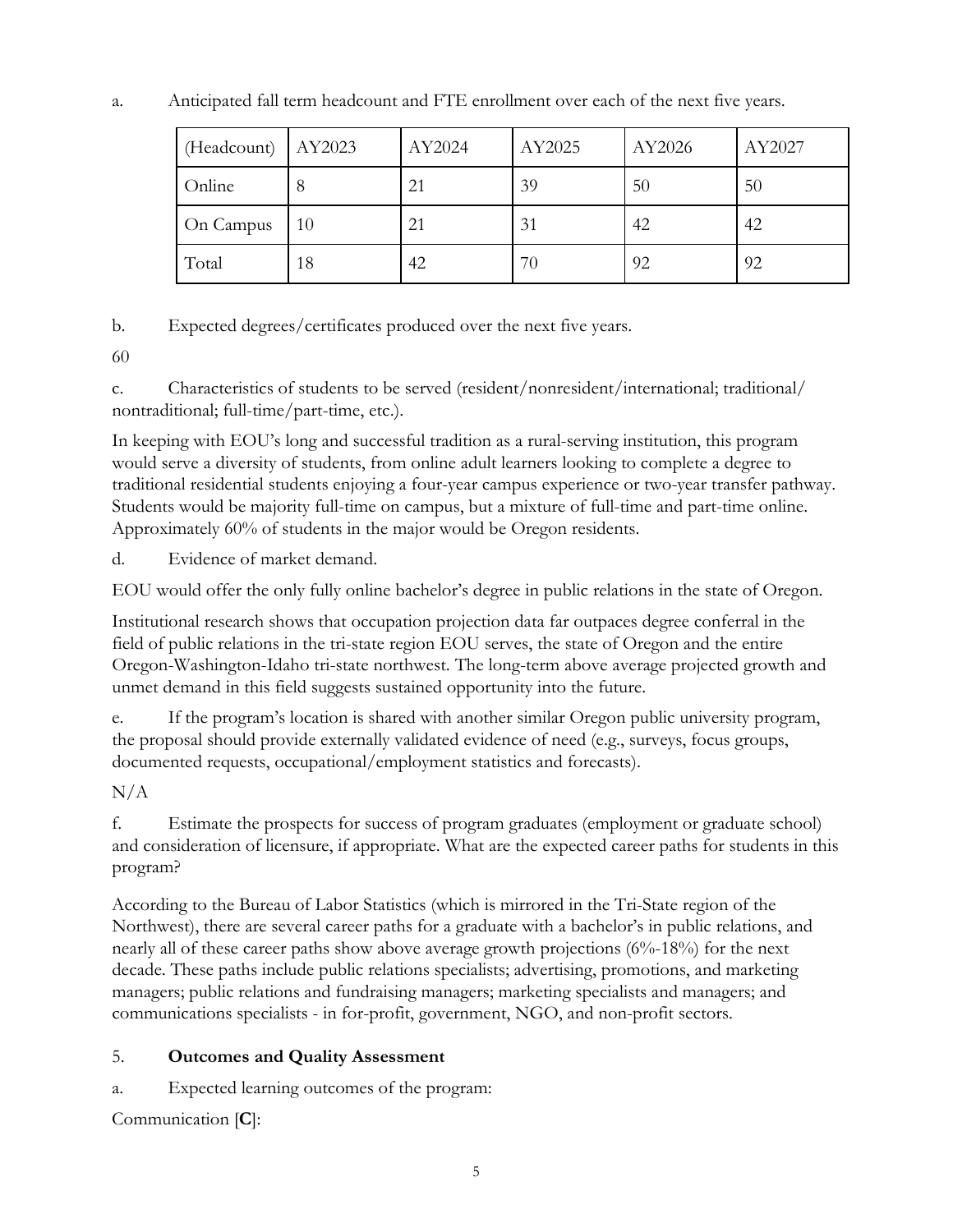a. Anticipated fall term headcount and FTE enrollment over each of the next five years.

| (Headcount) | AY2023 | AY2024 | AY2025 | AY2026 | AY2027 |
|---|---|---|---|---|---|
| Online | 8 | 21 | 39 | 50 | 50 |
| On Campus | 10 | 21 | 31 | 42 | 42 |
| Total | 18 | 42 | 70 | 92 | 92 |

b. Expected degrees/certificates produced over the next five years.

60

c. Characteristics of students to be served (resident/nonresident/international; traditional/nontraditional; full-time/part-time, etc.).

In keeping with EOU's long and successful tradition as a rural-serving institution, this program would serve a diversity of students, from online adult learners looking to complete a degree to traditional residential students enjoying a four-year campus experience or two-year transfer pathway. Students would be majority full-time on campus, but a mixture of full-time and part-time online. Approximately 60% of students in the major would be Oregon residents.

d. Evidence of market demand.

EOU would offer the only fully online bachelor's degree in public relations in the state of Oregon.

Institutional research shows that occupation projection data far outpaces degree conferral in the field of public relations in the tri-state region EOU serves, the state of Oregon and the entire Oregon-Washington-Idaho tri-state northwest. The long-term above average projected growth and unmet demand in this field suggests sustained opportunity into the future.

e. If the program's location is shared with another similar Oregon public university program, the proposal should provide externally validated evidence of need (e.g., surveys, focus groups, documented requests, occupational/employment statistics and forecasts).

N/A

f. Estimate the prospects for success of program graduates (employment or graduate school) and consideration of licensure, if appropriate. What are the expected career paths for students in this program?

According to the Bureau of Labor Statistics (which is mirrored in the Tri-State region of the Northwest), there are several career paths for a graduate with a bachelor's in public relations, and nearly all of these career paths show above average growth projections (6%-18%) for the next decade. These paths include public relations specialists; advertising, promotions, and marketing managers; public relations and fundraising managers; marketing specialists and managers; and communications specialists - in for-profit, government, NGO, and non-profit sectors.

5. **Outcomes and Quality Assessment**

a. Expected learning outcomes of the program:

Communication [**C**]: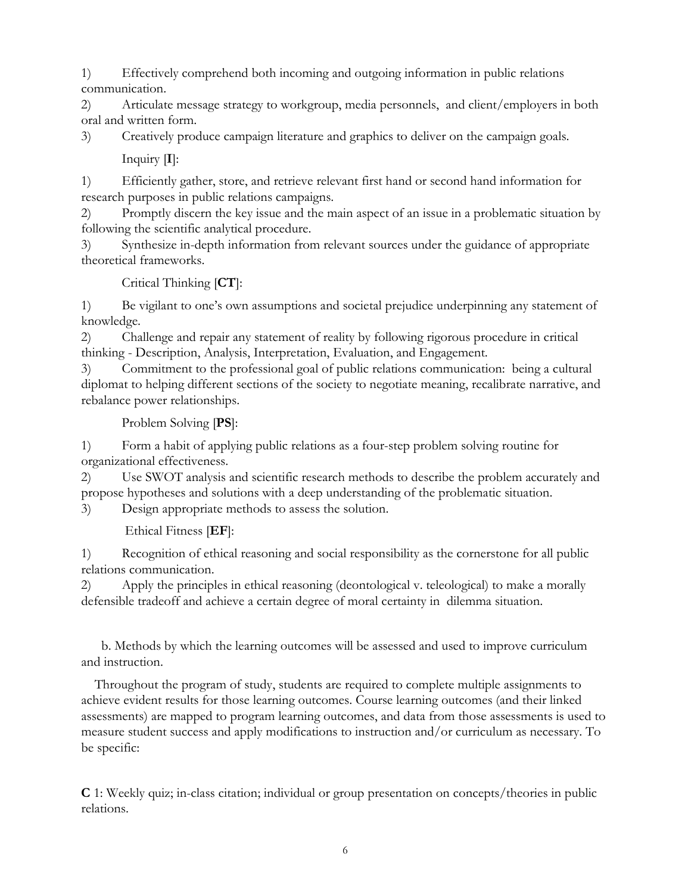1) Effectively comprehend both incoming and outgoing information in public relations communication.
2) Articulate message strategy to workgroup, media personnels, and client/employers in both oral and written form.
3) Creatively produce campaign literature and graphics to deliver on the campaign goals.

Inquiry [**I**]:

1) Efficiently gather, store, and retrieve relevant first hand or second hand information for research purposes in public relations campaigns.
2) Promptly discern the key issue and the main aspect of an issue in a problematic situation by following the scientific analytical procedure.
3) Synthesize in-depth information from relevant sources under the guidance of appropriate theoretical frameworks.

Critical Thinking [**CT**]:

1) Be vigilant to one's own assumptions and societal prejudice underpinning any statement of knowledge.
2) Challenge and repair any statement of reality by following rigorous procedure in critical thinking - Description, Analysis, Interpretation, Evaluation, and Engagement.
3) Commitment to the professional goal of public relations communication: being a cultural diplomat to helping different sections of the society to negotiate meaning, recalibrate narrative, and rebalance power relationships.

Problem Solving [**PS**]:

1) Form a habit of applying public relations as a four-step problem solving routine for organizational effectiveness.
2) Use SWOT analysis and scientific research methods to describe the problem accurately and propose hypotheses and solutions with a deep understanding of the problematic situation.
3) Design appropriate methods to assess the solution.

Ethical Fitness [**EF**]:

1) Recognition of ethical reasoning and social responsibility as the cornerstone for all public relations communication.
2) Apply the principles in ethical reasoning (deontological v. teleological) to make a morally defensible tradeoff and achieve a certain degree of moral certainty in dilemma situation.

b. Methods by which the learning outcomes will be assessed and used to improve curriculum and instruction.

Throughout the program of study, students are required to complete multiple assignments to achieve evident results for those learning outcomes. Course learning outcomes (and their linked assessments) are mapped to program learning outcomes, and data from those assessments is used to measure student success and apply modifications to instruction and/or curriculum as necessary. To be specific:

**C** 1: Weekly quiz; in-class citation; individual or group presentation on concepts/theories in public relations.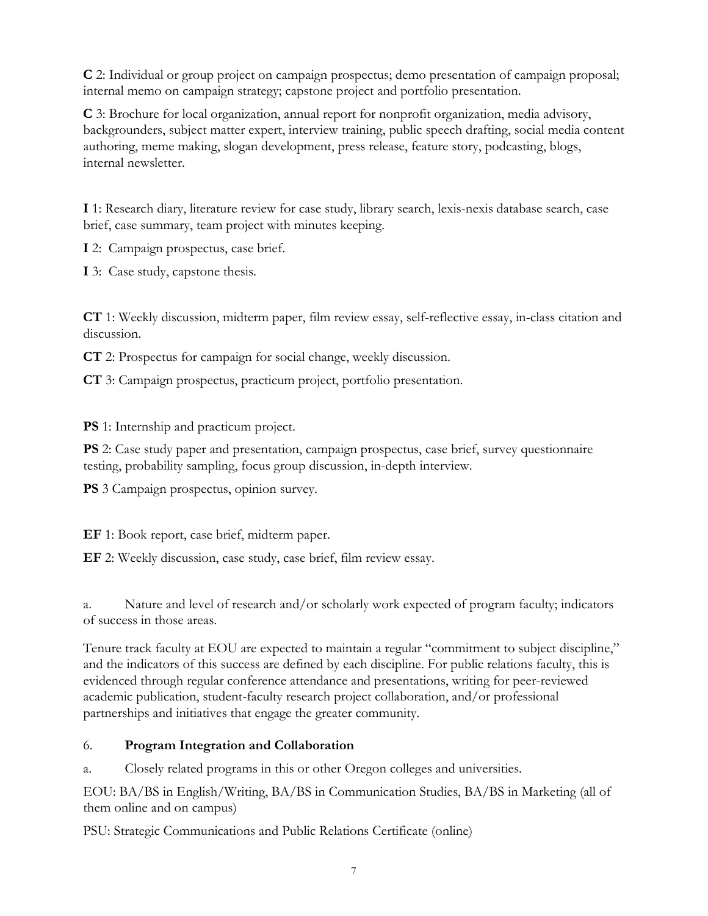**C** 2: Individual or group project on campaign prospectus; demo presentation of campaign proposal; internal memo on campaign strategy; capstone project and portfolio presentation.

**C** 3: Brochure for local organization, annual report for nonprofit organization, media advisory, backgrounders, subject matter expert, interview training, public speech drafting, social media content authoring, meme making, slogan development, press release, feature story, podcasting, blogs, internal newsletter.

**I** 1: Research diary, literature review for case study, library search, lexis-nexis database search, case brief, case summary, team project with minutes keeping.

**I** 2: Campaign prospectus, case brief.

**I** 3: Case study, capstone thesis.

**CT** 1: Weekly discussion, midterm paper, film review essay, self-reflective essay, in-class citation and discussion.

**CT** 2: Prospectus for campaign for social change, weekly discussion.

**CT** 3: Campaign prospectus, practicum project, portfolio presentation.

**PS** 1: Internship and practicum project.

**PS** 2: Case study paper and presentation, campaign prospectus, case brief, survey questionnaire testing, probability sampling, focus group discussion, in-depth interview.

**PS** 3 Campaign prospectus, opinion survey.

**EF** 1: Book report, case brief, midterm paper.

**EF** 2: Weekly discussion, case study, case brief, film review essay.

a. Nature and level of research and/or scholarly work expected of program faculty; indicators of success in those areas.

Tenure track faculty at EOU are expected to maintain a regular "commitment to subject discipline," and the indicators of this success are defined by each discipline. For public relations faculty, this is evidenced through regular conference attendance and presentations, writing for peer-reviewed academic publication, student-faculty research project collaboration, and/or professional partnerships and initiatives that engage the greater community.

## 6. **Program Integration and Collaboration**

a. Closely related programs in this or other Oregon colleges and universities.

EOU: BA/BS in English/Writing, BA/BS in Communication Studies, BA/BS in Marketing (all of them online and on campus)

PSU: Strategic Communications and Public Relations Certificate (online)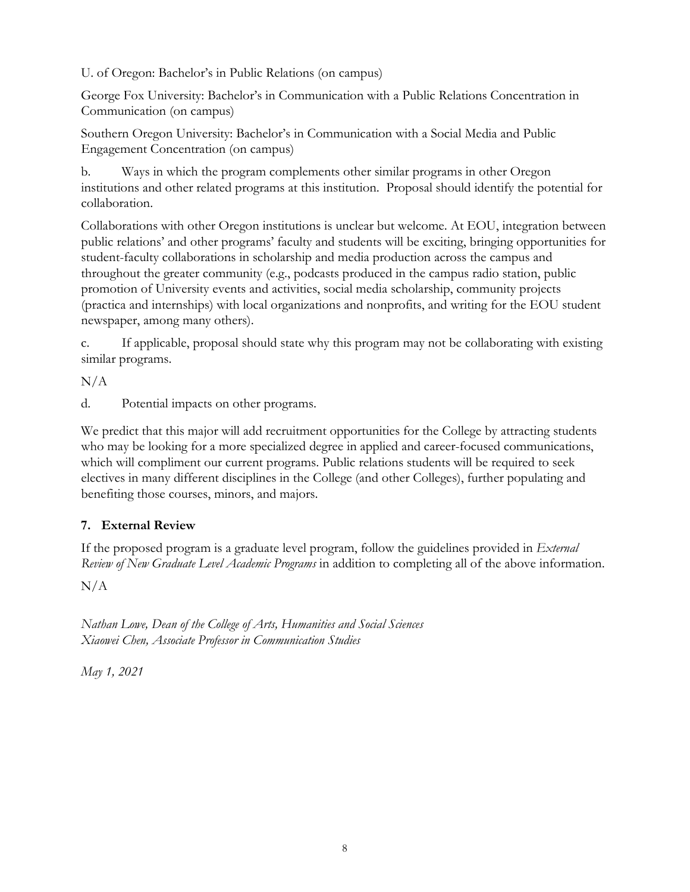U. of Oregon: Bachelor's in Public Relations (on campus)

George Fox University: Bachelor's in Communication with a Public Relations Concentration in Communication (on campus)

Southern Oregon University: Bachelor's in Communication with a Social Media and Public Engagement Concentration (on campus)

b. Ways in which the program complements other similar programs in other Oregon institutions and other related programs at this institution. Proposal should identify the potential for collaboration.

Collaborations with other Oregon institutions is unclear but welcome. At EOU, integration between public relations' and other programs' faculty and students will be exciting, bringing opportunities for student-faculty collaborations in scholarship and media production across the campus and throughout the greater community (e.g., podcasts produced in the campus radio station, public promotion of University events and activities, social media scholarship, community projects (practica and internships) with local organizations and nonprofits, and writing for the EOU student newspaper, among many others).

c. If applicable, proposal should state why this program may not be collaborating with existing similar programs.

N/A

d. Potential impacts on other programs.

We predict that this major will add recruitment opportunities for the College by attracting students who may be looking for a more specialized degree in applied and career-focused communications, which will compliment our current programs. Public relations students will be required to seek electives in many different disciplines in the College (and other Colleges), further populating and benefiting those courses, minors, and majors.

### 7. External Review

If the proposed program is a graduate level program, follow the guidelines provided in *External Review of New Graduate Level Academic Programs* in addition to completing all of the above information.

N/A

*Nathan Lowe, Dean of the College of Arts, Humanities and Social Sciences*
*Xiaowei Chen, Associate Professor in Communication Studies*

*May 1, 2021*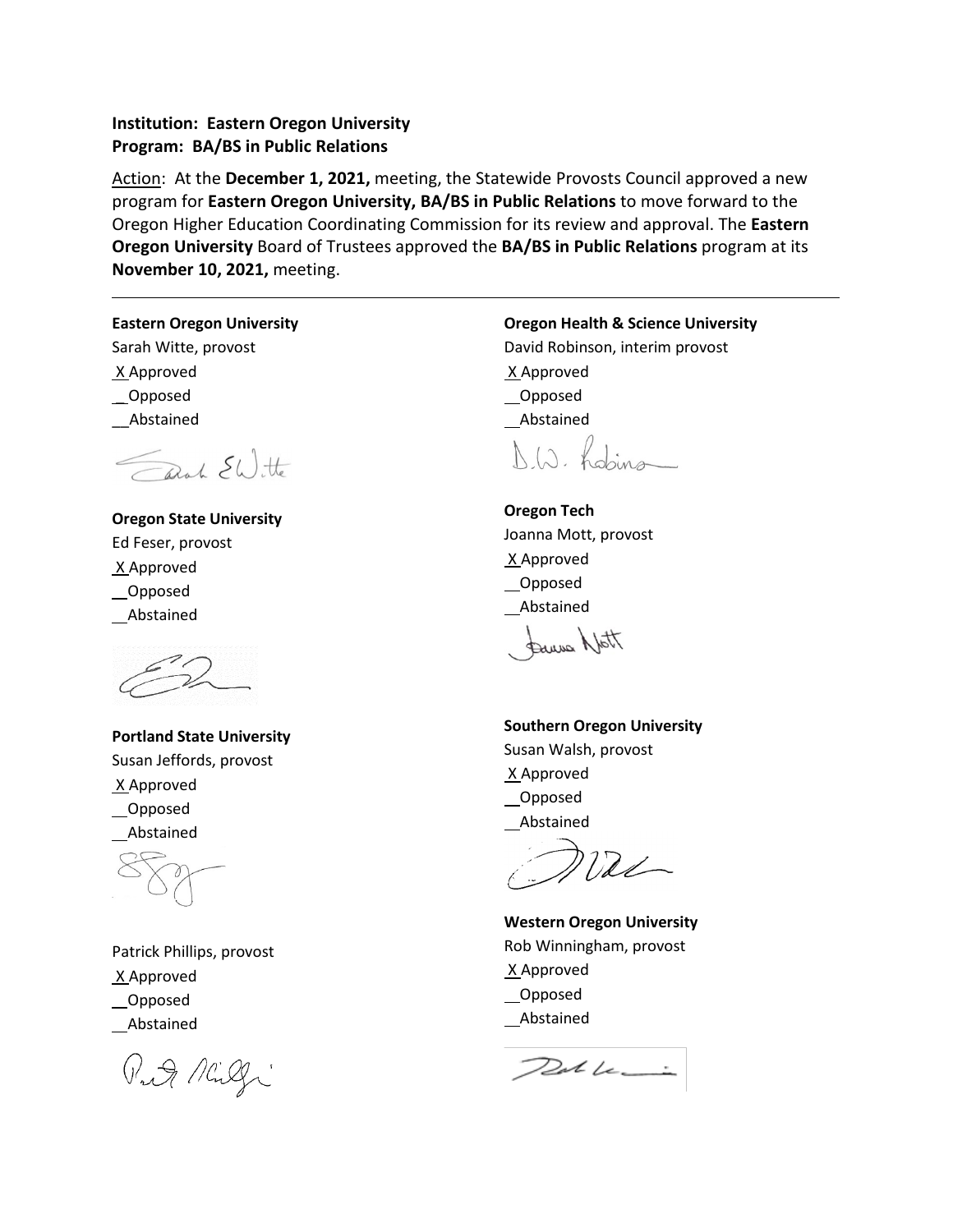**Institution: Eastern Oregon University**
**Program: BA/BS in Public Relations**

Action: At the **December 1, 2021,** meeting, the Statewide Provosts Council approved a new program for **Eastern Oregon University, BA/BS in Public Relations** to move forward to the Oregon Higher Education Coordinating Commission for its review and approval. The **Eastern Oregon University** Board of Trustees approved the **BA/BS in Public Relations** program at its **November 10, 2021,** meeting.

---

**Eastern Oregon University**
Sarah Witte, provost
X Approved
__Opposed
__Abstained

**Oregon Health & Science University**
David Robinson, interim provost
X Approved
__Opposed
__Abstained

**Oregon State University**
Ed Feser, provost
X Approved
__Opposed
__Abstained

**Oregon Tech**
Joanna Mott, provost
X Approved
__Opposed
__Abstained

**Portland State University**
Susan Jeffords, provost
X Approved
__Opposed
__Abstained

**Southern Oregon University**
Susan Walsh, provost
X Approved
__Opposed
__Abstained

Patrick Phillips, provost
X Approved
__Opposed
__Abstained

**Western Oregon University**
Rob Winningham, provost
X Approved
__Opposed
__Abstained